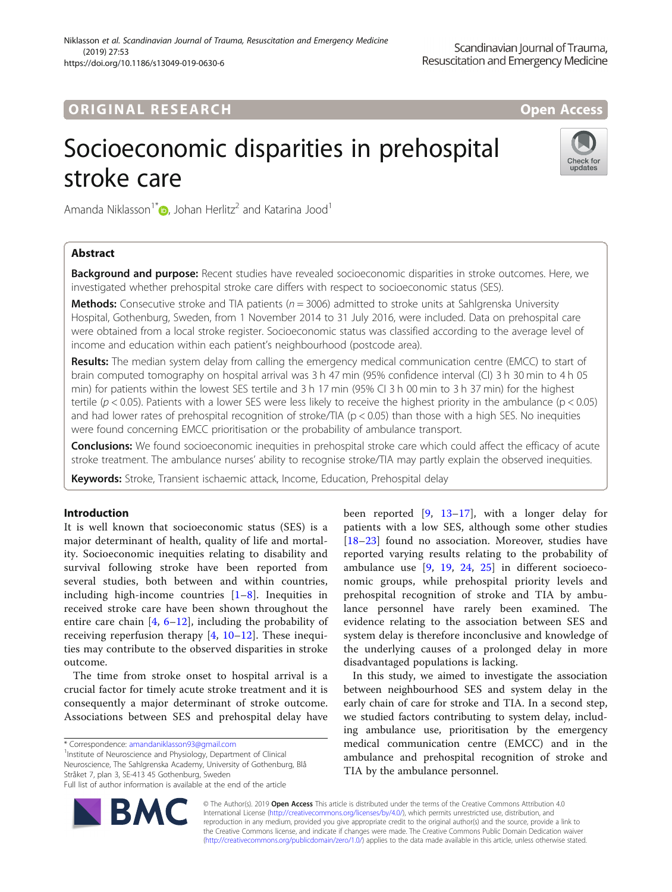ORIGINAL RESEARCH

Open Access

# Socioeconomic disparities in prehospital stroke care

Amanda Niklasson[1*], Johan Herlitz[2] and Katarina Jood[1]

## Abstract

**Background and purpose:** Recent studies have revealed socioeconomic disparities in stroke outcomes. Here, we investigated whether prehospital stroke care differs with respect to socioeconomic status (SES).

**Methods:** Consecutive stroke and TIA patients ($n = 3006$) admitted to stroke units at Sahlgrenska University Hospital, Gothenburg, Sweden, from 1 November 2014 to 31 July 2016, were included. Data on prehospital care were obtained from a local stroke register. Socioeconomic status was classified according to the average level of income and education within each patient's neighbourhood (postcode area).

**Results:** The median system delay from calling the emergency medical communication centre (EMCC) to start of brain computed tomography on hospital arrival was 3 h 47 min (95% confidence interval (CI) 3 h 30 min to 4 h 05 min) for patients within the lowest SES tertile and 3 h 17 min (95% CI 3 h 00 min to 3 h 37 min) for the highest tertile ($p < 0.05$). Patients with a lower SES were less likely to receive the highest priority in the ambulance ($p < 0.05$) and had lower rates of prehospital recognition of stroke/TIA ($p < 0.05$) than those with a high SES. No inequities were found concerning EMCC prioritisation or the probability of ambulance transport.

**Conclusions:** We found socioeconomic inequities in prehospital stroke care which could affect the efficacy of acute stroke treatment. The ambulance nurses' ability to recognise stroke/TIA may partly explain the observed inequities.

**Keywords:** Stroke, Transient ischaemic attack, Income, Education, Prehospital delay

## Introduction

It is well known that socioeconomic status (SES) is a major determinant of health, quality of life and mortality. Socioeconomic inequities relating to disability and survival following stroke have been reported from several studies, both between and within countries, including high-income countries [1–8]. Inequities in received stroke care have been shown throughout the entire care chain [4, 6–12], including the probability of receiving reperfusion therapy [4, 10–12]. These inequities may contribute to the observed disparities in stroke outcome.

The time from stroke onset to hospital arrival is a crucial factor for timely acute stroke treatment and it is consequently a major determinant of stroke outcome. Associations between SES and prehospital delay have been reported [9, 13–17], with a longer delay for patients with a low SES, although some other studies [18–23] found no association. Moreover, studies have reported varying results relating to the probability of ambulance use [9, 19, 24, 25] in different socioeconomic groups, while prehospital priority levels and prehospital recognition of stroke and TIA by ambulance personnel have rarely been examined. The evidence relating to the association between SES and system delay is therefore inconclusive and knowledge of the underlying causes of a prolonged delay in more disadvantaged populations is lacking.

In this study, we aimed to investigate the association between neighbourhood SES and system delay in the early chain of care for stroke and TIA. In a second step, we studied factors contributing to system delay, including ambulance use, prioritisation by the emergency medical communication centre (EMCC) and in the ambulance and prehospital recognition of stroke and TIA by the ambulance personnel.

* Correspondence: amandaniklasson93@gmail.com

[1]Institute of Neuroscience and Physiology, Department of Clinical Neuroscience, The Sahlgrenska Academy, University of Gothenburg, Blå Stråket 7, plan 3, SE-413 45 Gothenburg, Sweden

Full list of author information is available at the end of the article

© The Author(s). 2019 **Open Access** This article is distributed under the terms of the Creative Commons Attribution 4.0 International License (http://creativecommons.org/licenses/by/4.0/), which permits unrestricted use, distribution, and reproduction in any medium, provided you give appropriate credit to the original author(s) and the source, provide a link to the Creative Commons license, and indicate if changes were made. The Creative Commons Public Domain Dedication waiver (http://creativecommons.org/publicdomain/zero/1.0/) applies to the data made available in this article, unless otherwise stated.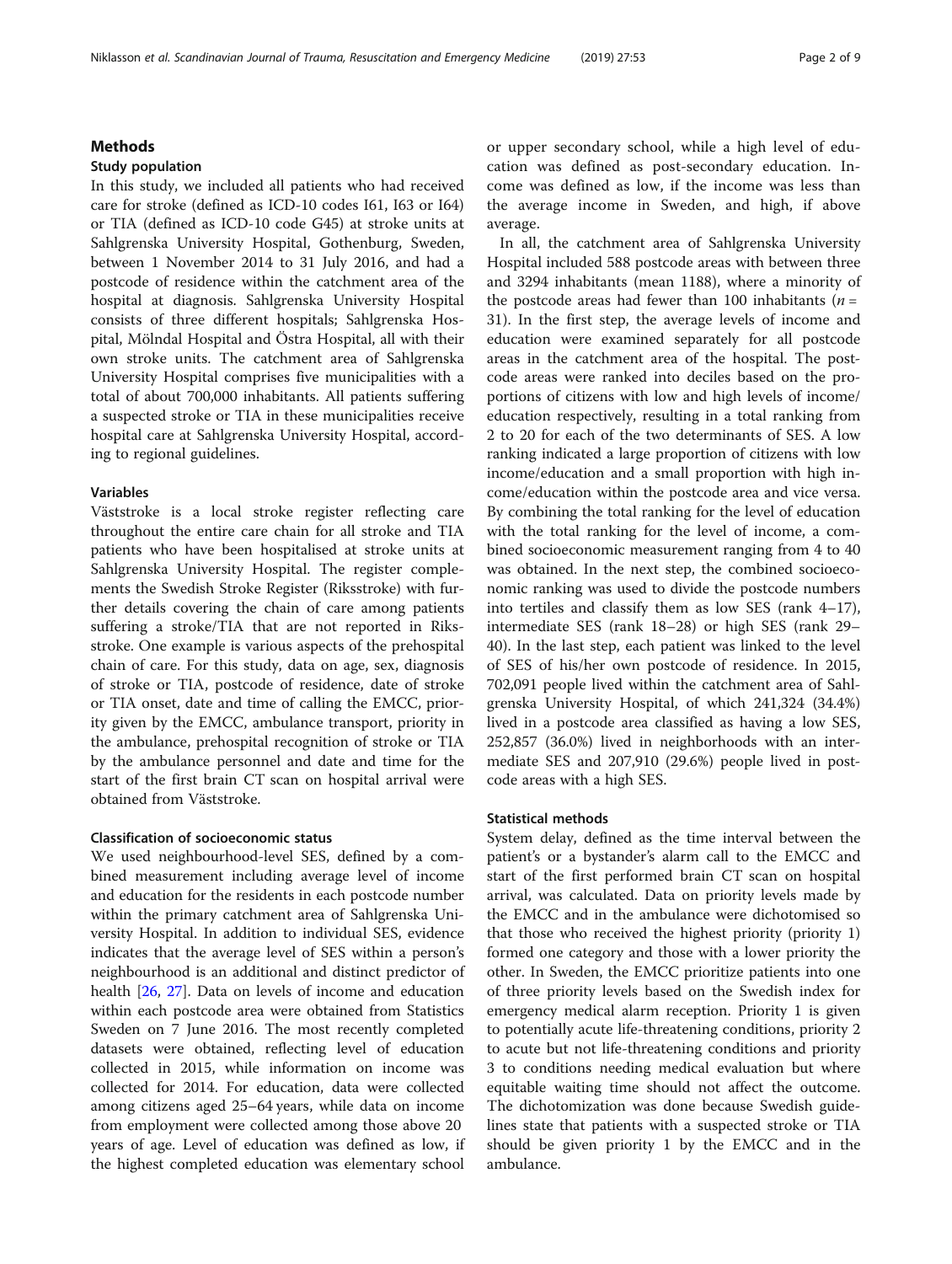## Methods

### Study population

In this study, we included all patients who had received care for stroke (defined as ICD-10 codes I61, I63 or I64) or TIA (defined as ICD-10 code G45) at stroke units at Sahlgrenska University Hospital, Gothenburg, Sweden, between 1 November 2014 to 31 July 2016, and had a postcode of residence within the catchment area of the hospital at diagnosis. Sahlgrenska University Hospital consists of three different hospitals; Sahlgrenska Hospital, Mölndal Hospital and Östra Hospital, all with their own stroke units. The catchment area of Sahlgrenska University Hospital comprises five municipalities with a total of about 700,000 inhabitants. All patients suffering a suspected stroke or TIA in these municipalities receive hospital care at Sahlgrenska University Hospital, according to regional guidelines.

### Variables

Väststroke is a local stroke register reflecting care throughout the entire care chain for all stroke and TIA patients who have been hospitalised at stroke units at Sahlgrenska University Hospital. The register complements the Swedish Stroke Register (Riksstroke) with further details covering the chain of care among patients suffering a stroke/TIA that are not reported in Riksstroke. One example is various aspects of the prehospital chain of care. For this study, data on age, sex, diagnosis of stroke or TIA, postcode of residence, date of stroke or TIA onset, date and time of calling the EMCC, priority given by the EMCC, ambulance transport, priority in the ambulance, prehospital recognition of stroke or TIA by the ambulance personnel and date and time for the start of the first brain CT scan on hospital arrival were obtained from Väststroke.

### Classification of socioeconomic status

We used neighbourhood-level SES, defined by a combined measurement including average level of income and education for the residents in each postcode number within the primary catchment area of Sahlgrenska University Hospital. In addition to individual SES, evidence indicates that the average level of SES within a person's neighbourhood is an additional and distinct predictor of health [26, 27]. Data on levels of income and education within each postcode area were obtained from Statistics Sweden on 7 June 2016. The most recently completed datasets were obtained, reflecting level of education collected in 2015, while information on income was collected for 2014. For education, data were collected among citizens aged 25–64 years, while data on income from employment were collected among those above 20 years of age. Level of education was defined as low, if the highest completed education was elementary school or upper secondary school, while a high level of education was defined as post-secondary education. Income was defined as low, if the income was less than the average income in Sweden, and high, if above average.

In all, the catchment area of Sahlgrenska University Hospital included 588 postcode areas with between three and 3294 inhabitants (mean 1188), where a minority of the postcode areas had fewer than 100 inhabitants ($n$ = 31). In the first step, the average levels of income and education were examined separately for all postcode areas in the catchment area of the hospital. The postcode areas were ranked into deciles based on the proportions of citizens with low and high levels of income/education respectively, resulting in a total ranking from 2 to 20 for each of the two determinants of SES. A low ranking indicated a large proportion of citizens with low income/education and a small proportion with high income/education within the postcode area and vice versa. By combining the total ranking for the level of education with the total ranking for the level of income, a combined socioeconomic measurement ranging from 4 to 40 was obtained. In the next step, the combined socioeconomic ranking was used to divide the postcode numbers into tertiles and classify them as low SES (rank 4–17), intermediate SES (rank 18–28) or high SES (rank 29–40). In the last step, each patient was linked to the level of SES of his/her own postcode of residence. In 2015, 702,091 people lived within the catchment area of Sahlgrenska University Hospital, of which 241,324 (34.4%) lived in a postcode area classified as having a low SES, 252,857 (36.0%) lived in neighborhoods with an intermediate SES and 207,910 (29.6%) people lived in postcode areas with a high SES.

### Statistical methods

System delay, defined as the time interval between the patient's or a bystander's alarm call to the EMCC and start of the first performed brain CT scan on hospital arrival, was calculated. Data on priority levels made by the EMCC and in the ambulance were dichotomised so that those who received the highest priority (priority 1) formed one category and those with a lower priority the other. In Sweden, the EMCC prioritize patients into one of three priority levels based on the Swedish index for emergency medical alarm reception. Priority 1 is given to potentially acute life-threatening conditions, priority 2 to acute but not life-threatening conditions and priority 3 to conditions needing medical evaluation but where equitable waiting time should not affect the outcome. The dichotomization was done because Swedish guidelines state that patients with a suspected stroke or TIA should be given priority 1 by the EMCC and in the ambulance.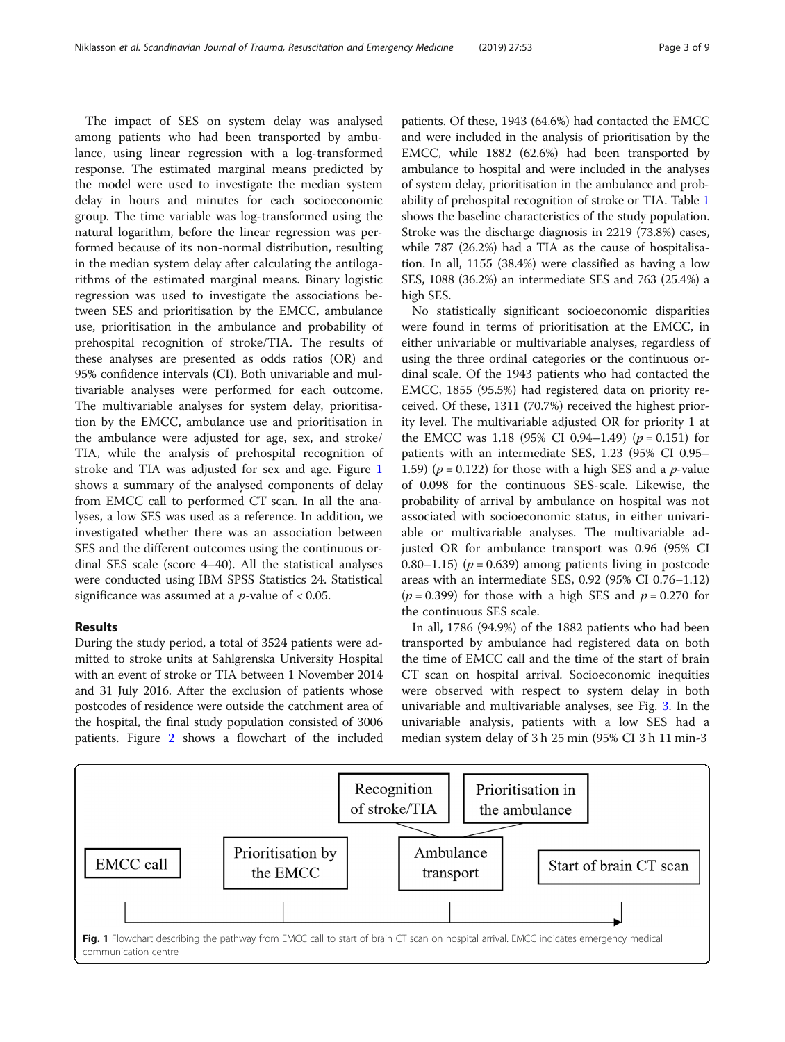The impact of SES on system delay was analysed among patients who had been transported by ambulance, using linear regression with a log-transformed response. The estimated marginal means predicted by the model were used to investigate the median system delay in hours and minutes for each socioeconomic group. The time variable was log-transformed using the natural logarithm, before the linear regression was performed because of its non-normal distribution, resulting in the median system delay after calculating the antilogarithms of the estimated marginal means. Binary logistic regression was used to investigate the associations between SES and prioritisation by the EMCC, ambulance use, prioritisation in the ambulance and probability of prehospital recognition of stroke/TIA. The results of these analyses are presented as odds ratios (OR) and 95% confidence intervals (CI). Both univariable and multivariable analyses were performed for each outcome. The multivariable analyses for system delay, prioritisation by the EMCC, ambulance use and prioritisation in the ambulance were adjusted for age, sex, and stroke/TIA, while the analysis of prehospital recognition of stroke and TIA was adjusted for sex and age. Figure 1 shows a summary of the analysed components of delay from EMCC call to performed CT scan. In all the analyses, a low SES was used as a reference. In addition, we investigated whether there was an association between SES and the different outcomes using the continuous ordinal SES scale (score 4–40). All the statistical analyses were conducted using IBM SPSS Statistics 24. Statistical significance was assumed at a $p$-value of $< 0.05$.

## Results

During the study period, a total of 3524 patients were admitted to stroke units at Sahlgrenska University Hospital with an event of stroke or TIA between 1 November 2014 and 31 July 2016. After the exclusion of patients whose postcodes of residence were outside the catchment area of the hospital, the final study population consisted of 3006 patients. Figure 2 shows a flowchart of the included patients. Of these, 1943 (64.6%) had contacted the EMCC and were included in the analysis of prioritisation by the EMCC, while 1882 (62.6%) had been transported by ambulance to hospital and were included in the analyses of system delay, prioritisation in the ambulance and probability of prehospital recognition of stroke or TIA. Table 1 shows the baseline characteristics of the study population. Stroke was the discharge diagnosis in 2219 (73.8%) cases, while 787 (26.2%) had a TIA as the cause of hospitalisation. In all, 1155 (38.4%) were classified as having a low SES, 1088 (36.2%) an intermediate SES and 763 (25.4%) a high SES.

No statistically significant socioeconomic disparities were found in terms of prioritisation at the EMCC, in either univariable or multivariable analyses, regardless of using the three ordinal categories or the continuous ordinal scale. Of the 1943 patients who had contacted the EMCC, 1855 (95.5%) had registered data on priority received. Of these, 1311 (70.7%) received the highest priority level. The multivariable adjusted OR for priority 1 at the EMCC was 1.18 (95% CI 0.94–1.49) ($p = 0.151$) for patients with an intermediate SES, 1.23 (95% CI 0.95–1.59) ($p = 0.122$) for those with a high SES and a $p$-value of 0.098 for the continuous SES-scale. Likewise, the probability of arrival by ambulance on hospital was not associated with socioeconomic status, in either univariable or multivariable analyses. The multivariable adjusted OR for ambulance transport was 0.96 (95% CI 0.80–1.15) ($p = 0.639$) among patients living in postcode areas with an intermediate SES, 0.92 (95% CI 0.76–1.12) ($p = 0.399$) for those with a high SES and $p = 0.270$ for the continuous SES scale.

In all, 1786 (94.9%) of the 1882 patients who had been transported by ambulance had registered data on both the time of EMCC call and the time of the start of brain CT scan on hospital arrival. Socioeconomic inequities were observed with respect to system delay in both univariable and multivariable analyses, see Fig. 3. In the univariable analysis, patients with a low SES had a median system delay of 3 h 25 min (95% CI 3 h 11 min-3

EMCC call → Prioritisation by the EMCC → Ambulance transport (Recognition of stroke/TIA; Prioritisation in the ambulance) → Start of brain CT scan

**Fig. 1** Flowchart describing the pathway from EMCC call to start of brain CT scan on hospital arrival. EMCC indicates emergency medical communication centre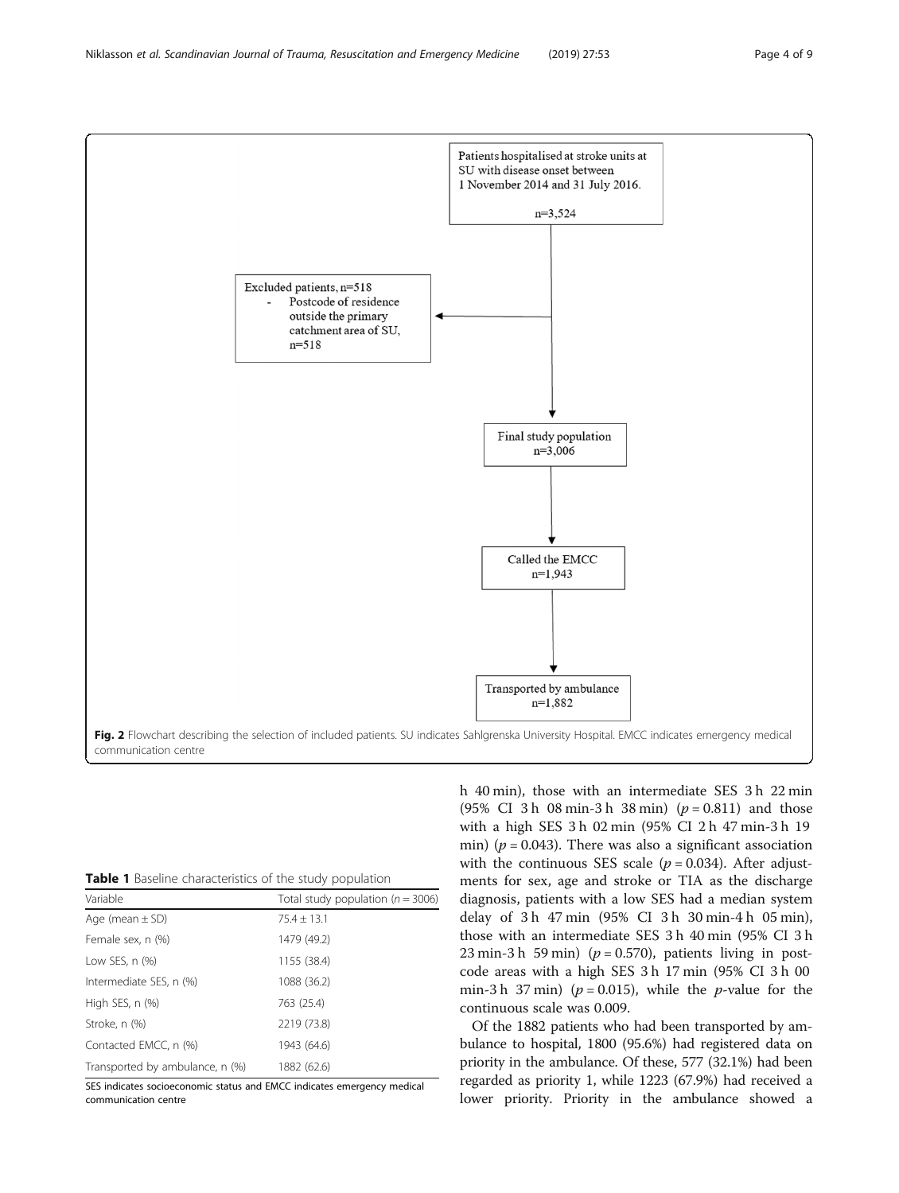Patients hospitalised at stroke units at SU with disease onset between 1 November 2014 and 31 July 2016.

n=3,524

Excluded patients, n=518
- Postcode of residence outside the primary catchment area of SU, n=518

Final study population n=3,006

Called the EMCC n=1,943

Transported by ambulance n=1,882

**Fig. 2** Flowchart describing the selection of included patients. SU indicates Sahlgrenska University Hospital. EMCC indicates emergency medical communication centre

**Table 1** Baseline characteristics of the study population

| Variable | Total study population ($n$ = 3006) |
|---|---|
| Age (mean ± SD) | 75.4 ± 13.1 |
| Female sex, n (%) | 1479 (49.2) |
| Low SES, n (%) | 1155 (38.4) |
| Intermediate SES, n (%) | 1088 (36.2) |
| High SES, n (%) | 763 (25.4) |
| Stroke, n (%) | 2219 (73.8) |
| Contacted EMCC, n (%) | 1943 (64.6) |
| Transported by ambulance, n (%) | 1882 (62.6) |

SES indicates socioeconomic status and EMCC indicates emergency medical communication centre

h 40 min), those with an intermediate SES 3 h 22 min (95% CI 3 h 08 min-3 h 38 min) ($p$ = 0.811) and those with a high SES 3 h 02 min (95% CI 2 h 47 min-3 h 19 min) ($p$ = 0.043). There was also a significant association with the continuous SES scale ($p$ = 0.034). After adjustments for sex, age and stroke or TIA as the discharge diagnosis, patients with a low SES had a median system delay of 3 h 47 min (95% CI 3 h 30 min-4 h 05 min), those with an intermediate SES 3 h 40 min (95% CI 3 h 23 min-3 h 59 min) ($p$ = 0.570), patients living in postcode areas with a high SES 3 h 17 min (95% CI 3 h 00 min-3 h 37 min) ($p$ = 0.015), while the $p$-value for the continuous scale was 0.009.

Of the 1882 patients who had been transported by ambulance to hospital, 1800 (95.6%) had registered data on priority in the ambulance. Of these, 577 (32.1%) had been regarded as priority 1, while 1223 (67.9%) had received a lower priority. Priority in the ambulance showed a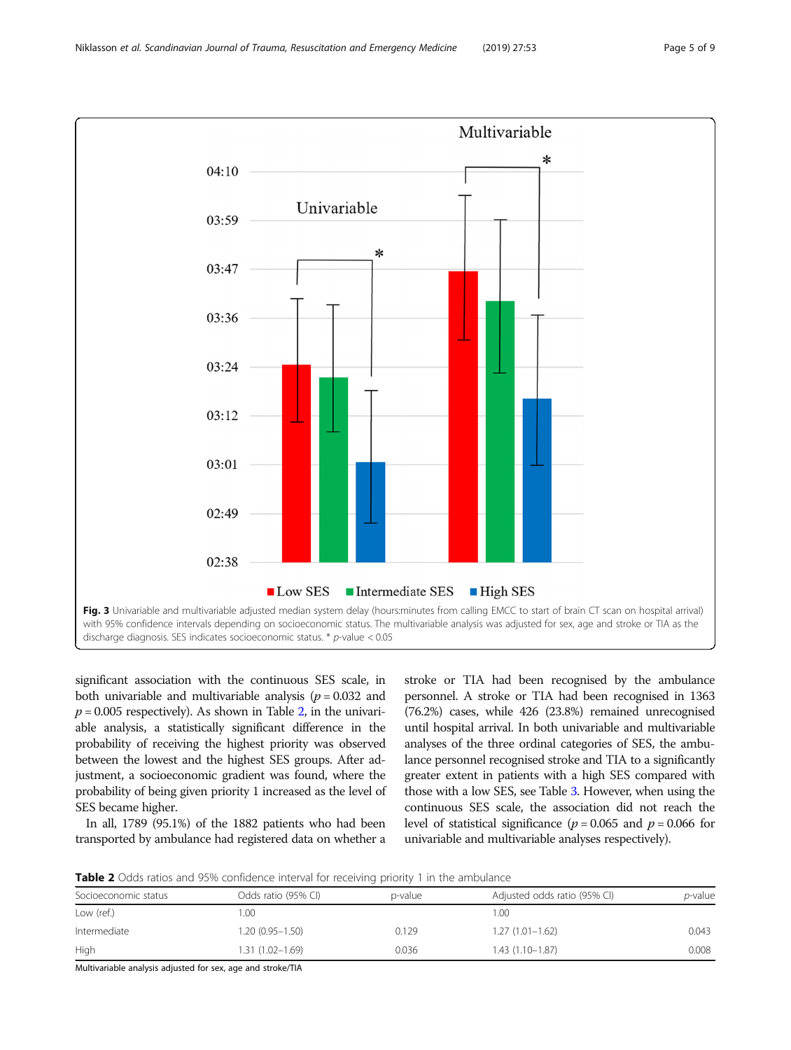Fig. 3 Univariable and multivariable adjusted median system delay (hours:minutes from calling EMCC to start of brain CT scan on hospital arrival) with 95% confidence intervals depending on socioeconomic status. The multivariable analysis was adjusted for sex, age and stroke or TIA as the discharge diagnosis. SES indicates socioeconomic status. * $p$-value < 0.05

significant association with the continuous SES scale, in both univariable and multivariable analysis ($p = 0.032$ and $p = 0.005$ respectively). As shown in Table 2, in the univariable analysis, a statistically significant difference in the probability of receiving the highest priority was observed between the lowest and the highest SES groups. After adjustment, a socioeconomic gradient was found, where the probability of being given priority 1 increased as the level of SES became higher.

In all, 1789 (95.1%) of the 1882 patients who had been transported by ambulance had registered data on whether a stroke or TIA had been recognised by the ambulance personnel. A stroke or TIA had been recognised in 1363 (76.2%) cases, while 426 (23.8%) remained unrecognised until hospital arrival. In both univariable and multivariable analyses of the three ordinal categories of SES, the ambulance personnel recognised stroke and TIA to a significantly greater extent in patients with a high SES compared with those with a low SES, see Table 3. However, when using the continuous SES scale, the association did not reach the level of statistical significance ($p = 0.065$ and $p = 0.066$ for univariable and multivariable analyses respectively).

**Table 2** Odds ratios and 95% confidence interval for receiving priority 1 in the ambulance

| Socioeconomic status | Odds ratio (95% CI) | p-value | Adjusted odds ratio (95% CI) | *p*-value |
|---|---|---|---|---|
| Low (ref.) | 1.00 | | 1.00 | |
| Intermediate | 1.20 (0.95–1.50) | 0.129 | 1.27 (1.01–1.62) | 0.043 |
| High | 1.31 (1.02–1.69) | 0.036 | 1.43 (1.10–1.87) | 0.008 |

Multivariable analysis adjusted for sex, age and stroke/TIA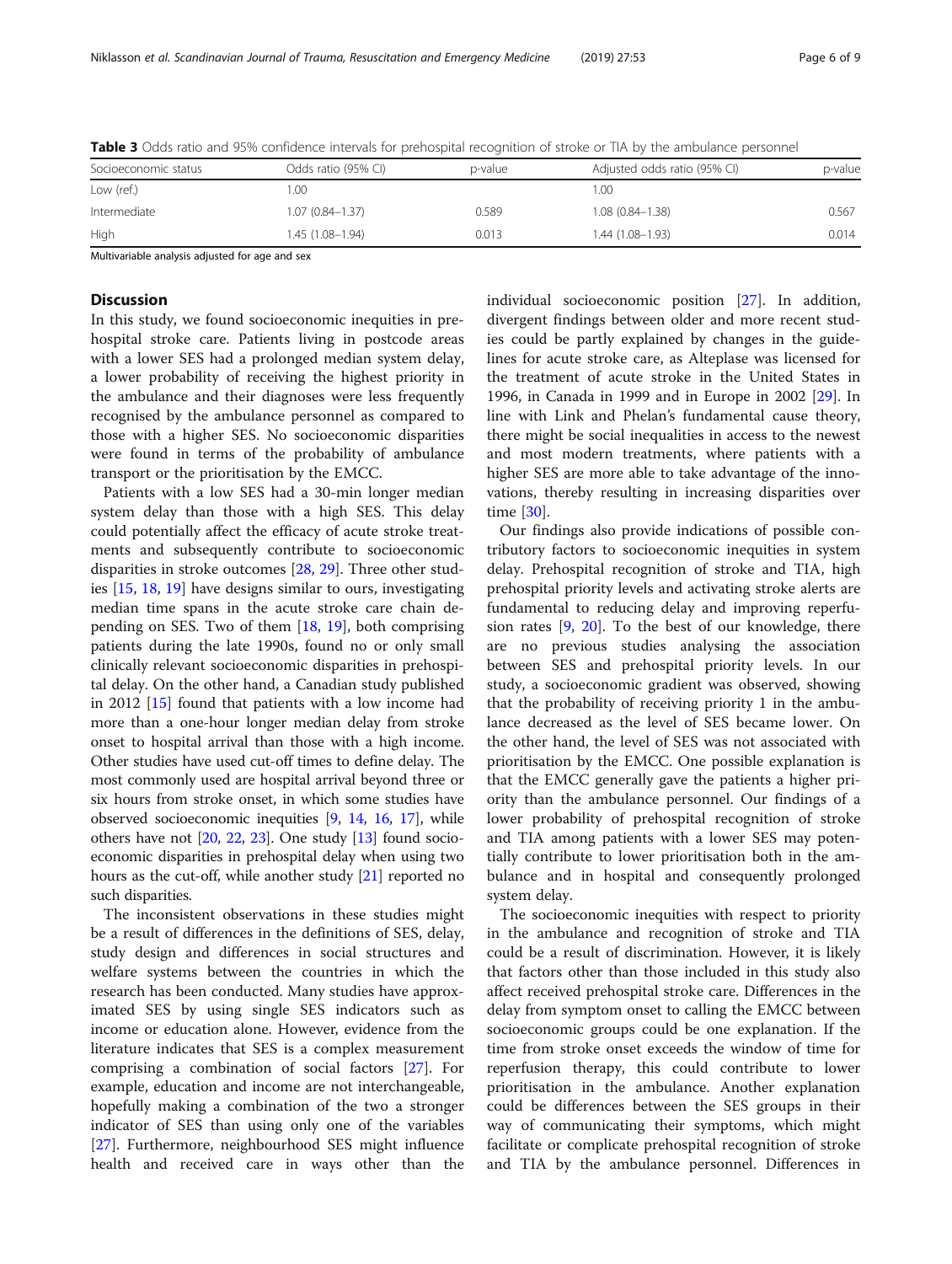**Table 3** Odds ratio and 95% confidence intervals for prehospital recognition of stroke or TIA by the ambulance personnel

| Socioeconomic status | Odds ratio (95% CI) | p-value | Adjusted odds ratio (95% CI) | p-value |
|---|---|---|---|---|
| Low (ref.) | 1.00 | | 1.00 | |
| Intermediate | 1.07 (0.84–1.37) | 0.589 | 1.08 (0.84–1.38) | 0.567 |
| High | 1.45 (1.08–1.94) | 0.013 | 1.44 (1.08–1.93) | 0.014 |

Multivariable analysis adjusted for age and sex

## Discussion

In this study, we found socioeconomic inequities in prehospital stroke care. Patients living in postcode areas with a lower SES had a prolonged median system delay, a lower probability of receiving the highest priority in the ambulance and their diagnoses were less frequently recognised by the ambulance personnel as compared to those with a higher SES. No socioeconomic disparities were found in terms of the probability of ambulance transport or the prioritisation by the EMCC.

Patients with a low SES had a 30-min longer median system delay than those with a high SES. This delay could potentially affect the efficacy of acute stroke treatments and subsequently contribute to socioeconomic disparities in stroke outcomes [28, 29]. Three other studies [15, 18, 19] have designs similar to ours, investigating median time spans in the acute stroke care chain depending on SES. Two of them [18, 19], both comprising patients during the late 1990s, found no or only small clinically relevant socioeconomic disparities in prehospital delay. On the other hand, a Canadian study published in 2012 [15] found that patients with a low income had more than a one-hour longer median delay from stroke onset to hospital arrival than those with a high income. Other studies have used cut-off times to define delay. The most commonly used are hospital arrival beyond three or six hours from stroke onset, in which some studies have observed socioeconomic inequities [9, 14, 16, 17], while others have not [20, 22, 23]. One study [13] found socioeconomic disparities in prehospital delay when using two hours as the cut-off, while another study [21] reported no such disparities.

The inconsistent observations in these studies might be a result of differences in the definitions of SES, delay, study design and differences in social structures and welfare systems between the countries in which the research has been conducted. Many studies have approximated SES by using single SES indicators such as income or education alone. However, evidence from the literature indicates that SES is a complex measurement comprising a combination of social factors [27]. For example, education and income are not interchangeable, hopefully making a combination of the two a stronger indicator of SES than using only one of the variables [27]. Furthermore, neighbourhood SES might influence health and received care in ways other than the individual socioeconomic position [27]. In addition, divergent findings between older and more recent studies could be partly explained by changes in the guidelines for acute stroke care, as Alteplase was licensed for the treatment of acute stroke in the United States in 1996, in Canada in 1999 and in Europe in 2002 [29]. In line with Link and Phelan's fundamental cause theory, there might be social inequalities in access to the newest and most modern treatments, where patients with a higher SES are more able to take advantage of the innovations, thereby resulting in increasing disparities over time [30].

Our findings also provide indications of possible contributory factors to socioeconomic inequities in system delay. Prehospital recognition of stroke and TIA, high prehospital priority levels and activating stroke alerts are fundamental to reducing delay and improving reperfusion rates [9, 20]. To the best of our knowledge, there are no previous studies analysing the association between SES and prehospital priority levels. In our study, a socioeconomic gradient was observed, showing that the probability of receiving priority 1 in the ambulance decreased as the level of SES became lower. On the other hand, the level of SES was not associated with prioritisation by the EMCC. One possible explanation is that the EMCC generally gave the patients a higher priority than the ambulance personnel. Our findings of a lower probability of prehospital recognition of stroke and TIA among patients with a lower SES may potentially contribute to lower prioritisation both in the ambulance and in hospital and consequently prolonged system delay.

The socioeconomic inequities with respect to priority in the ambulance and recognition of stroke and TIA could be a result of discrimination. However, it is likely that factors other than those included in this study also affect received prehospital stroke care. Differences in the delay from symptom onset to calling the EMCC between socioeconomic groups could be one explanation. If the time from stroke onset exceeds the window of time for reperfusion therapy, this could contribute to lower prioritisation in the ambulance. Another explanation could be differences between the SES groups in their way of communicating their symptoms, which might facilitate or complicate prehospital recognition of stroke and TIA by the ambulance personnel. Differences in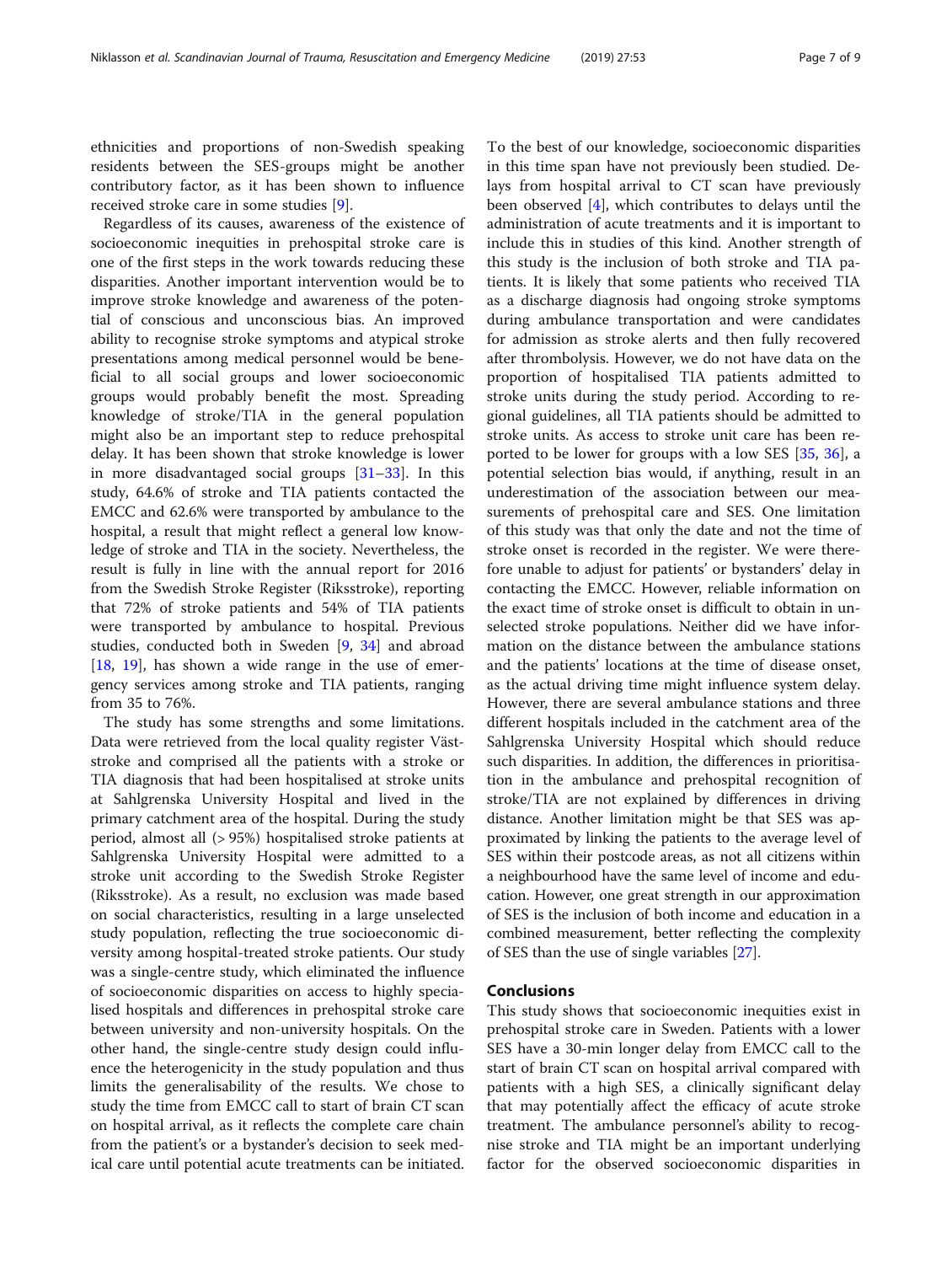ethnicities and proportions of non-Swedish speaking residents between the SES-groups might be another contributory factor, as it has been shown to influence received stroke care in some studies [9].

Regardless of its causes, awareness of the existence of socioeconomic inequities in prehospital stroke care is one of the first steps in the work towards reducing these disparities. Another important intervention would be to improve stroke knowledge and awareness of the potential of conscious and unconscious bias. An improved ability to recognise stroke symptoms and atypical stroke presentations among medical personnel would be beneficial to all social groups and lower socioeconomic groups would probably benefit the most. Spreading knowledge of stroke/TIA in the general population might also be an important step to reduce prehospital delay. It has been shown that stroke knowledge is lower in more disadvantaged social groups [31–33]. In this study, 64.6% of stroke and TIA patients contacted the EMCC and 62.6% were transported by ambulance to the hospital, a result that might reflect a general low knowledge of stroke and TIA in the society. Nevertheless, the result is fully in line with the annual report for 2016 from the Swedish Stroke Register (Riksstroke), reporting that 72% of stroke patients and 54% of TIA patients were transported by ambulance to hospital. Previous studies, conducted both in Sweden [9, 34] and abroad [18, 19], has shown a wide range in the use of emergency services among stroke and TIA patients, ranging from 35 to 76%.

The study has some strengths and some limitations. Data were retrieved from the local quality register Väststroke and comprised all the patients with a stroke or TIA diagnosis that had been hospitalised at stroke units at Sahlgrenska University Hospital and lived in the primary catchment area of the hospital. During the study period, almost all (> 95%) hospitalised stroke patients at Sahlgrenska University Hospital were admitted to a stroke unit according to the Swedish Stroke Register (Riksstroke). As a result, no exclusion was made based on social characteristics, resulting in a large unselected study population, reflecting the true socioeconomic diversity among hospital-treated stroke patients. Our study was a single-centre study, which eliminated the influence of socioeconomic disparities on access to highly specialised hospitals and differences in prehospital stroke care between university and non-university hospitals. On the other hand, the single-centre study design could influence the heterogenicity in the study population and thus limits the generalisability of the results. We chose to study the time from EMCC call to start of brain CT scan on hospital arrival, as it reflects the complete care chain from the patient's or a bystander's decision to seek medical care until potential acute treatments can be initiated. To the best of our knowledge, socioeconomic disparities in this time span have not previously been studied. Delays from hospital arrival to CT scan have previously been observed [4], which contributes to delays until the administration of acute treatments and it is important to include this in studies of this kind. Another strength of this study is the inclusion of both stroke and TIA patients. It is likely that some patients who received TIA as a discharge diagnosis had ongoing stroke symptoms during ambulance transportation and were candidates for admission as stroke alerts and then fully recovered after thrombolysis. However, we do not have data on the proportion of hospitalised TIA patients admitted to stroke units during the study period. According to regional guidelines, all TIA patients should be admitted to stroke units. As access to stroke unit care has been reported to be lower for groups with a low SES [35, 36], a potential selection bias would, if anything, result in an underestimation of the association between our measurements of prehospital care and SES. One limitation of this study was that only the date and not the time of stroke onset is recorded in the register. We were therefore unable to adjust for patients' or bystanders' delay in contacting the EMCC. However, reliable information on the exact time of stroke onset is difficult to obtain in unselected stroke populations. Neither did we have information on the distance between the ambulance stations and the patients' locations at the time of disease onset, as the actual driving time might influence system delay. However, there are several ambulance stations and three different hospitals included in the catchment area of the Sahlgrenska University Hospital which should reduce such disparities. In addition, the differences in prioritisation in the ambulance and prehospital recognition of stroke/TIA are not explained by differences in driving distance. Another limitation might be that SES was approximated by linking the patients to the average level of SES within their postcode areas, as not all citizens within a neighbourhood have the same level of income and education. However, one great strength in our approximation of SES is the inclusion of both income and education in a combined measurement, better reflecting the complexity of SES than the use of single variables [27].

## Conclusions

This study shows that socioeconomic inequities exist in prehospital stroke care in Sweden. Patients with a lower SES have a 30-min longer delay from EMCC call to the start of brain CT scan on hospital arrival compared with patients with a high SES, a clinically significant delay that may potentially affect the efficacy of acute stroke treatment. The ambulance personnel's ability to recognise stroke and TIA might be an important underlying factor for the observed socioeconomic disparities in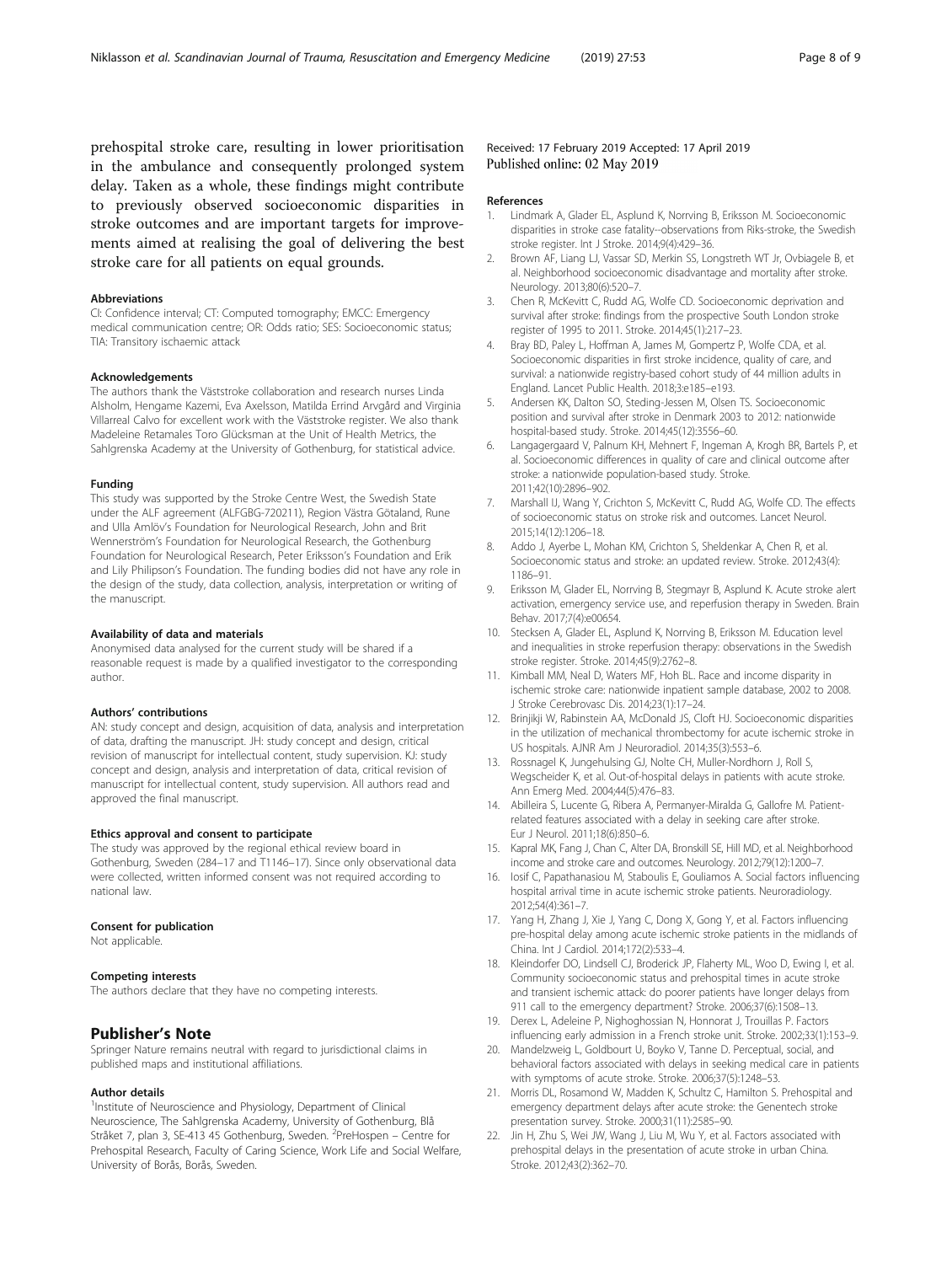prehospital stroke care, resulting in lower prioritisation in the ambulance and consequently prolonged system delay. Taken as a whole, these findings might contribute to previously observed socioeconomic disparities in stroke outcomes and are important targets for improvements aimed at realising the goal of delivering the best stroke care for all patients on equal grounds.

#### Abbreviations

CI: Confidence interval; CT: Computed tomography; EMCC: Emergency medical communication centre; OR: Odds ratio; SES: Socioeconomic status; TIA: Transitory ischaemic attack

#### Acknowledgements

The authors thank the Väststroke collaboration and research nurses Linda Alsholm, Hengame Kazemi, Eva Axelsson, Matilda Errind Arvgård and Virginia Villarreal Calvo for excellent work with the Väststroke register. We also thank Madeleine Retamales Toro Glücksman at the Unit of Health Metrics, the Sahlgrenska Academy at the University of Gothenburg, for statistical advice.

#### Funding

This study was supported by the Stroke Centre West, the Swedish State under the ALF agreement (ALFGBG-720211), Region Västra Götaland, Rune and Ulla Amlöv's Foundation for Neurological Research, John and Brit Wennerström's Foundation for Neurological Research, the Gothenburg Foundation for Neurological Research, Peter Eriksson's Foundation and Erik and Lily Philipson's Foundation. The funding bodies did not have any role in the design of the study, data collection, analysis, interpretation or writing of the manuscript.

#### Availability of data and materials

Anonymised data analysed for the current study will be shared if a reasonable request is made by a qualified investigator to the corresponding author.

#### Authors' contributions

AN: study concept and design, acquisition of data, analysis and interpretation of data, drafting the manuscript. JH: study concept and design, critical revision of manuscript for intellectual content, study supervision. KJ: study concept and design, analysis and interpretation of data, critical revision of manuscript for intellectual content, study supervision. All authors read and approved the final manuscript.

#### Ethics approval and consent to participate

The study was approved by the regional ethical review board in Gothenburg, Sweden (284–17 and T1146–17). Since only observational data were collected, written informed consent was not required according to national law.

#### Consent for publication

Not applicable.

#### Competing interests

The authors declare that they have no competing interests.

## Publisher's Note

Springer Nature remains neutral with regard to jurisdictional claims in published maps and institutional affiliations.

#### Author details

[1]Institute of Neuroscience and Physiology, Department of Clinical Neuroscience, The Sahlgrenska Academy, University of Gothenburg, Blå Stråket 7, plan 3, SE-413 45 Gothenburg, Sweden. [2]PreHospen – Centre for Prehospital Research, Faculty of Caring Science, Work Life and Social Welfare, University of Borås, Borås, Sweden.

Received: 17 February 2019 Accepted: 17 April 2019
Published online: 02 May 2019

#### References

1. Lindmark A, Glader EL, Asplund K, Norrving B, Eriksson M. Socioeconomic disparities in stroke case fatality--observations from Riks-stroke, the Swedish stroke register. Int J Stroke. 2014;9(4):429–36.
2. Brown AF, Liang LJ, Vassar SD, Merkin SS, Longstreth WT Jr, Ovbiagele B, et al. Neighborhood socioeconomic disadvantage and mortality after stroke. Neurology. 2013;80(6):520–7.
3. Chen R, McKevitt C, Rudd AG, Wolfe CD. Socioeconomic deprivation and survival after stroke: findings from the prospective South London stroke register of 1995 to 2011. Stroke. 2014;45(1):217–23.
4. Bray BD, Paley L, Hoffman A, James M, Gompertz P, Wolfe CDA, et al. Socioeconomic disparities in first stroke incidence, quality of care, and survival: a nationwide registry-based cohort study of 44 million adults in England. Lancet Public Health. 2018;3:e185–e193.
5. Andersen KK, Dalton SO, Steding-Jessen M, Olsen TS. Socioeconomic position and survival after stroke in Denmark 2003 to 2012: nationwide hospital-based study. Stroke. 2014;45(12):3556–60.
6. Langagergaard V, Palnum KH, Mehnert F, Ingeman A, Krogh BR, Bartels P, et al. Socioeconomic differences in quality of care and clinical outcome after stroke: a nationwide population-based study. Stroke. 2011;42(10):2896–902.
7. Marshall IJ, Wang Y, Crichton S, McKevitt C, Rudd AG, Wolfe CD. The effects of socioeconomic status on stroke risk and outcomes. Lancet Neurol. 2015;14(12):1206–18.
8. Addo J, Ayerbe L, Mohan KM, Crichton S, Sheldenkar A, Chen R, et al. Socioeconomic status and stroke: an updated review. Stroke. 2012;43(4): 1186–91.
9. Eriksson M, Glader EL, Norrving B, Stegmayr B, Asplund K. Acute stroke alert activation, emergency service use, and reperfusion therapy in Sweden. Brain Behav. 2017;7(4):e00654.
10. Stecksen A, Glader EL, Asplund K, Norrving B, Eriksson M. Education level and inequalities in stroke reperfusion therapy: observations in the Swedish stroke register. Stroke. 2014;45(9):2762–8.
11. Kimball MM, Neal D, Waters MF, Hoh BL. Race and income disparity in ischemic stroke care: nationwide inpatient sample database, 2002 to 2008. J Stroke Cerebrovasc Dis. 2014;23(1):17–24.
12. Brinjikji W, Rabinstein AA, McDonald JS, Cloft HJ. Socioeconomic disparities in the utilization of mechanical thrombectomy for acute ischemic stroke in US hospitals. AJNR Am J Neuroradiol. 2014;35(3):553–6.
13. Rossnagel K, Jungehulsing GJ, Nolte CH, Muller-Nordhorn J, Roll S, Wegscheider K, et al. Out-of-hospital delays in patients with acute stroke. Ann Emerg Med. 2004;44(5):476–83.
14. Abilleira S, Lucente G, Ribera A, Permanyer-Miralda G, Gallofre M. Patient-related features associated with a delay in seeking care after stroke. Eur J Neurol. 2011;18(6):850–6.
15. Kapral MK, Fang J, Chan C, Alter DA, Bronskill SE, Hill MD, et al. Neighborhood income and stroke care and outcomes. Neurology. 2012;79(12):1200–7.
16. Iosif C, Papathanasiou M, Staboulis E, Gouliamos A. Social factors influencing hospital arrival time in acute ischemic stroke patients. Neuroradiology. 2012;54(4):361–7.
17. Yang H, Zhang J, Xie J, Yang C, Dong X, Gong Y, et al. Factors influencing pre-hospital delay among acute ischemic stroke patients in the midlands of China. Int J Cardiol. 2014;172(2):533–4.
18. Kleindorfer DO, Lindsell CJ, Broderick JP, Flaherty ML, Woo D, Ewing I, et al. Community socioeconomic status and prehospital times in acute stroke and transient ischemic attack: do poorer patients have longer delays from 911 call to the emergency department? Stroke. 2006;37(6):1508–13.
19. Derex L, Adeleine P, Nighoghossian N, Honnorat J, Trouillas P. Factors influencing early admission in a French stroke unit. Stroke. 2002;33(1):153–9.
20. Mandelzweig L, Goldbourt U, Boyko V, Tanne D. Perceptual, social, and behavioral factors associated with delays in seeking medical care in patients with symptoms of acute stroke. Stroke. 2006;37(5):1248–53.
21. Morris DL, Rosamond W, Madden K, Schultz C, Hamilton S. Prehospital and emergency department delays after acute stroke: the Genentech stroke presentation survey. Stroke. 2000;31(11):2585–90.
22. Jin H, Zhu S, Wei JW, Wang J, Liu M, Wu Y, et al. Factors associated with prehospital delays in the presentation of acute stroke in urban China. Stroke. 2012;43(2):362–70.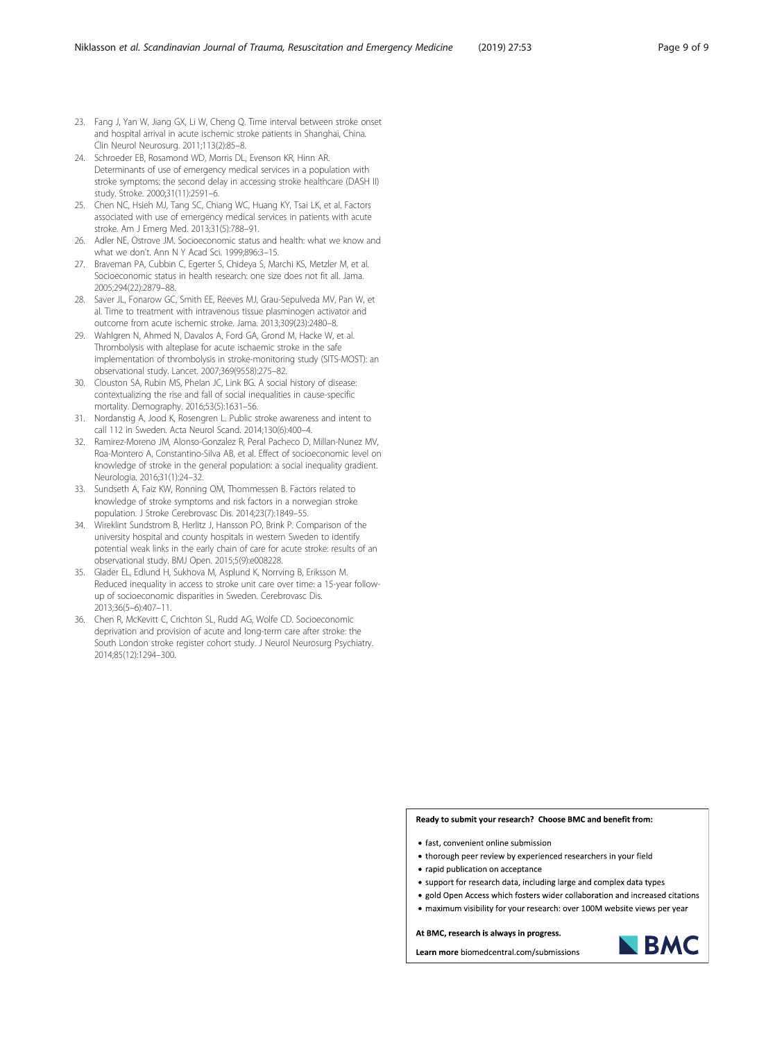23. Fang J, Yan W, Jiang GX, Li W, Cheng Q. Time interval between stroke onset and hospital arrival in acute ischemic stroke patients in Shanghai, China. Clin Neurol Neurosurg. 2011;113(2):85–8.
24. Schroeder EB, Rosamond WD, Morris DL, Evenson KR, Hinn AR. Determinants of use of emergency medical services in a population with stroke symptoms: the second delay in accessing stroke healthcare (DASH II) study. Stroke. 2000;31(11):2591–6.
25. Chen NC, Hsieh MJ, Tang SC, Chiang WC, Huang KY, Tsai LK, et al. Factors associated with use of emergency medical services in patients with acute stroke. Am J Emerg Med. 2013;31(5):788–91.
26. Adler NE, Ostrove JM. Socioeconomic status and health: what we know and what we don't. Ann N Y Acad Sci. 1999;896:3–15.
27. Braveman PA, Cubbin C, Egerter S, Chideya S, Marchi KS, Metzler M, et al. Socioeconomic status in health research: one size does not fit all. Jama. 2005;294(22):2879–88.
28. Saver JL, Fonarow GC, Smith EE, Reeves MJ, Grau-Sepulveda MV, Pan W, et al. Time to treatment with intravenous tissue plasminogen activator and outcome from acute ischemic stroke. Jama. 2013;309(23):2480–8.
29. Wahlgren N, Ahmed N, Davalos A, Ford GA, Grond M, Hacke W, et al. Thrombolysis with alteplase for acute ischaemic stroke in the safe implementation of thrombolysis in stroke-monitoring study (SITS-MOST): an observational study. Lancet. 2007;369(9558):275–82.
30. Clouston SA, Rubin MS, Phelan JC, Link BG. A social history of disease: contextualizing the rise and fall of social inequalities in cause-specific mortality. Demography. 2016;53(5):1631–56.
31. Nordanstig A, Jood K, Rosengren L. Public stroke awareness and intent to call 112 in Sweden. Acta Neurol Scand. 2014;130(6):400–4.
32. Ramirez-Moreno JM, Alonso-Gonzalez R, Peral Pacheco D, Millan-Nunez MV, Roa-Montero A, Constantino-Silva AB, et al. Effect of socioeconomic level on knowledge of stroke in the general population: a social inequality gradient. Neurologia. 2016;31(1):24–32.
33. Sundseth A, Faiz KW, Ronning OM, Thommessen B. Factors related to knowledge of stroke symptoms and risk factors in a norwegian stroke population. J Stroke Cerebrovasc Dis. 2014;23(7):1849–55.
34. Wireklint Sundstrom B, Herlitz J, Hansson PO, Brink P. Comparison of the university hospital and county hospitals in western Sweden to identify potential weak links in the early chain of care for acute stroke: results of an observational study. BMJ Open. 2015;5(9):e008228.
35. Glader EL, Edlund H, Sukhova M, Asplund K, Norrving B, Eriksson M. Reduced inequality in access to stroke unit care over time: a 15-year follow-up of socioeconomic disparities in Sweden. Cerebrovasc Dis. 2013;36(5–6):407–11.
36. Chen R, McKevitt C, Crichton SL, Rudd AG, Wolfe CD. Socioeconomic deprivation and provision of acute and long-term care after stroke: the South London stroke register cohort study. J Neurol Neurosurg Psychiatry. 2014;85(12):1294–300.

**Ready to submit your research? Choose BMC and benefit from:**

- fast, convenient online submission
- thorough peer review by experienced researchers in your field
- rapid publication on acceptance
- support for research data, including large and complex data types
- gold Open Access which fosters wider collaboration and increased citations
- maximum visibility for your research: over 100M website views per year

**At BMC, research is always in progress.**

**Learn more** biomedcentral.com/submissions

BMC